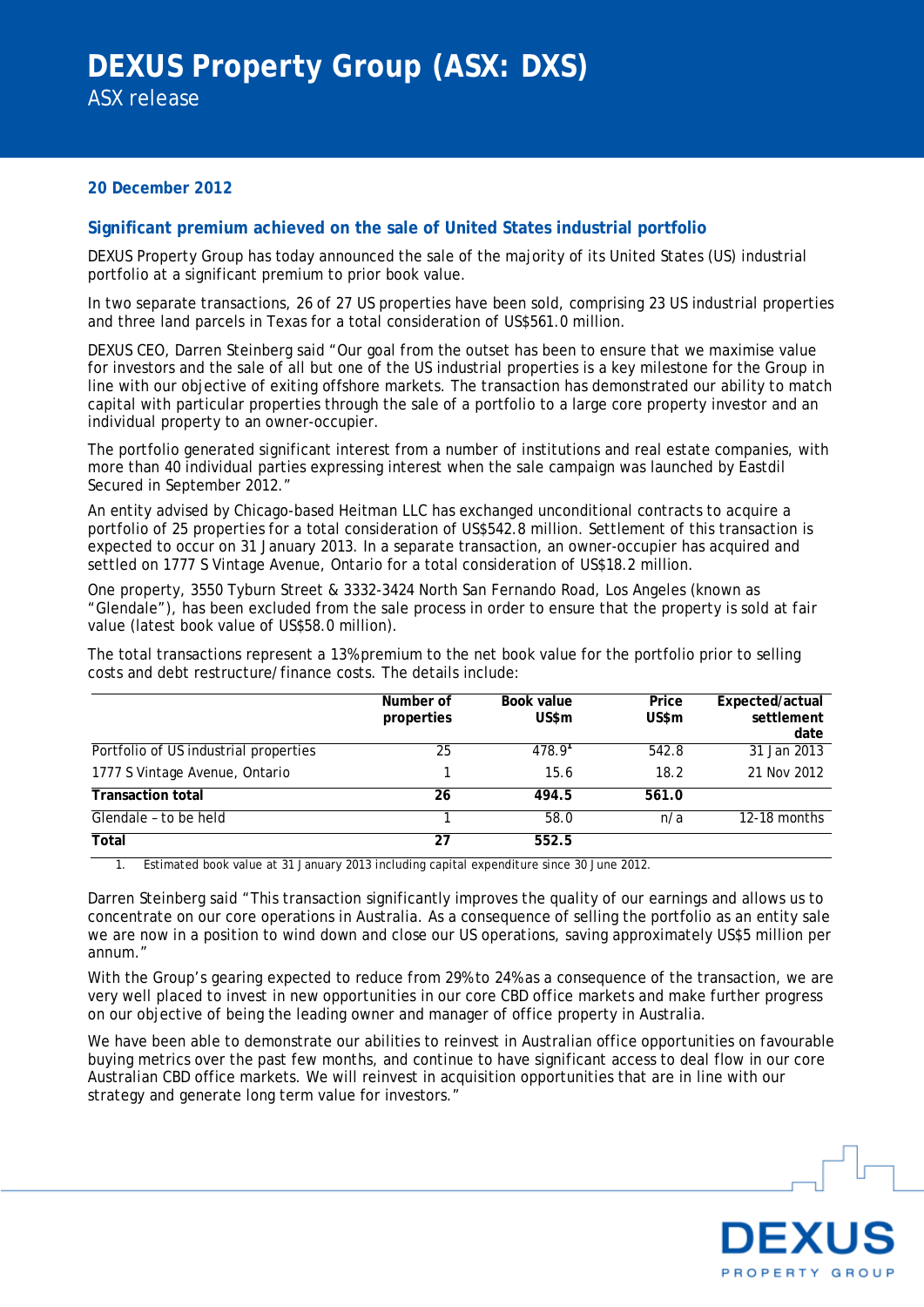# DEXUS Property Group (ASX: DXS)

ASX release

**20 December 2012**

## Significant premium achieved on the sale of United States industrial portfolio

DEXUS Property Group has today announced the sale of the majority of its United States (US) industrial portfolio at a significant premium to prior book value.

In two separate transactions, 26 of 27 US properties have been sold, comprising 23 US industrial properties and three land parcels in Texas for a total consideration of US$561.0 million.

DEXUS CEO, Darren Steinberg said "Our goal from the outset has been to ensure that we maximise value for investors and the sale of all but one of the US industrial properties is a key milestone for the Group in line with our objective of exiting offshore markets. The transaction has demonstrated our ability to match capital with particular properties through the sale of a portfolio to a large core property investor and an individual property to an owner-occupier.

The portfolio generated significant interest from a number of institutions and real estate companies, with more than 40 individual parties expressing interest when the sale campaign was launched by Eastdil Secured in September 2012."

An entity advised by Chicago-based Heitman LLC has exchanged unconditional contracts to acquire a portfolio of 25 properties for a total consideration of US$542.8 million. Settlement of this transaction is expected to occur on 31 January 2013. In a separate transaction, an owner-occupier has acquired and settled on 1777 S Vintage Avenue, Ontario for a total consideration of US$18.2 million.

One property, 3550 Tyburn Street & 3332-3424 North San Fernando Road, Los Angeles (known as "Glendale"), has been excluded from the sale process in order to ensure that the property is sold at fair value (latest book value of US$58.0 million).

The total transactions represent a 13% premium to the net book value for the portfolio prior to selling costs and debt restructure/finance costs. The details include:

| | Number of properties | Book value US$m | Price US$m | Expected/actual settlement date |
|---|---|---|---|---|
| Portfolio of US industrial properties | 25 | 478.9[1] | 542.8 | 31 Jan 2013 |
| 1777 S Vintage Avenue, Ontario | 1 | 15.6 | 18.2 | 21 Nov 2012 |
| **Transaction total** | **26** | **494.5** | **561.0** | |
| Glendale – to be held | 1 | 58.0 | n/a | 12-18 months |
| **Total** | **27** | **552.5** | | |

1. Estimated book value at 31 January 2013 including capital expenditure since 30 June 2012.

Darren Steinberg said "This transaction significantly improves the quality of our earnings and allows us to concentrate on our core operations in Australia. As a consequence of selling the portfolio as an entity sale we are now in a position to wind down and close our US operations, saving approximately US$5 million per annum."

With the Group's gearing expected to reduce from 29% to 24% as a consequence of the transaction, we are very well placed to invest in new opportunities in our core CBD office markets and make further progress on our objective of being the leading owner and manager of office property in Australia.

We have been able to demonstrate our abilities to reinvest in Australian office opportunities on favourable buying metrics over the past few months, and continue to have significant access to deal flow in our core Australian CBD office markets. We will reinvest in acquisition opportunities that are in line with our strategy and generate long term value for investors."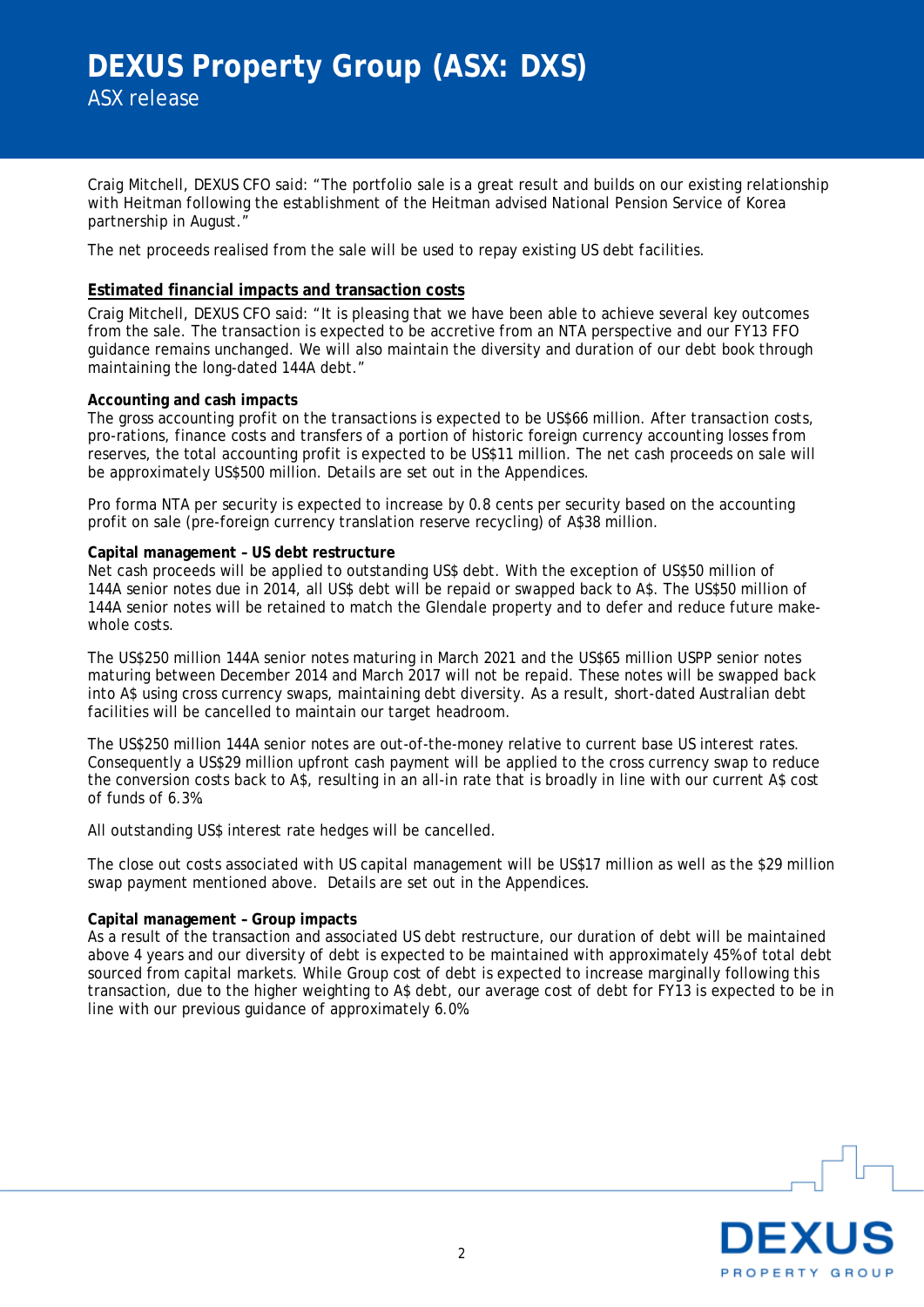Craig Mitchell, DEXUS CFO said: "The portfolio sale is a great result and builds on our existing relationship with Heitman following the establishment of the Heitman advised National Pension Service of Korea partnership in August."

The net proceeds realised from the sale will be used to repay existing US debt facilities.

## Estimated financial impacts and transaction costs

Craig Mitchell, DEXUS CFO said: "It is pleasing that we have been able to achieve several key outcomes from the sale. The transaction is expected to be accretive from an NTA perspective and our FY13 FFO guidance remains unchanged. We will also maintain the diversity and duration of our debt book through maintaining the long-dated 144A debt."

**Accounting and cash impacts**

The gross accounting profit on the transactions is expected to be US$66 million. After transaction costs, pro-rations, finance costs and transfers of a portion of historic foreign currency accounting losses from reserves, the total accounting profit is expected to be US$11 million. The net cash proceeds on sale will be approximately US$500 million. Details are set out in the Appendices.

Pro forma NTA per security is expected to increase by 0.8 cents per security based on the accounting profit on sale (pre-foreign currency translation reserve recycling) of A$38 million.

**Capital management – US debt restructure**

Net cash proceeds will be applied to outstanding US$ debt. With the exception of US$50 million of 144A senior notes due in 2014, all US$ debt will be repaid or swapped back to A$. The US$50 million of 144A senior notes will be retained to match the Glendale property and to defer and reduce future make-whole costs.

The US$250 million 144A senior notes maturing in March 2021 and the US$65 million USPP senior notes maturing between December 2014 and March 2017 will not be repaid. These notes will be swapped back into A$ using cross currency swaps, maintaining debt diversity. As a result, short-dated Australian debt facilities will be cancelled to maintain our target headroom.

The US$250 million 144A senior notes are out-of-the-money relative to current base US interest rates. Consequently a US$29 million upfront cash payment will be applied to the cross currency swap to reduce the conversion costs back to A$, resulting in an all-in rate that is broadly in line with our current A$ cost of funds of 6.3%.

All outstanding US$ interest rate hedges will be cancelled.

The close out costs associated with US capital management will be US$17 million as well as the $29 million swap payment mentioned above. Details are set out in the Appendices.

**Capital management – Group impacts**

As a result of the transaction and associated US debt restructure, our duration of debt will be maintained above 4 years and our diversity of debt is expected to be maintained with approximately 45% of total debt sourced from capital markets. While Group cost of debt is expected to increase marginally following this transaction, due to the higher weighting to A$ debt, our average cost of debt for FY13 is expected to be in line with our previous guidance of approximately 6.0%.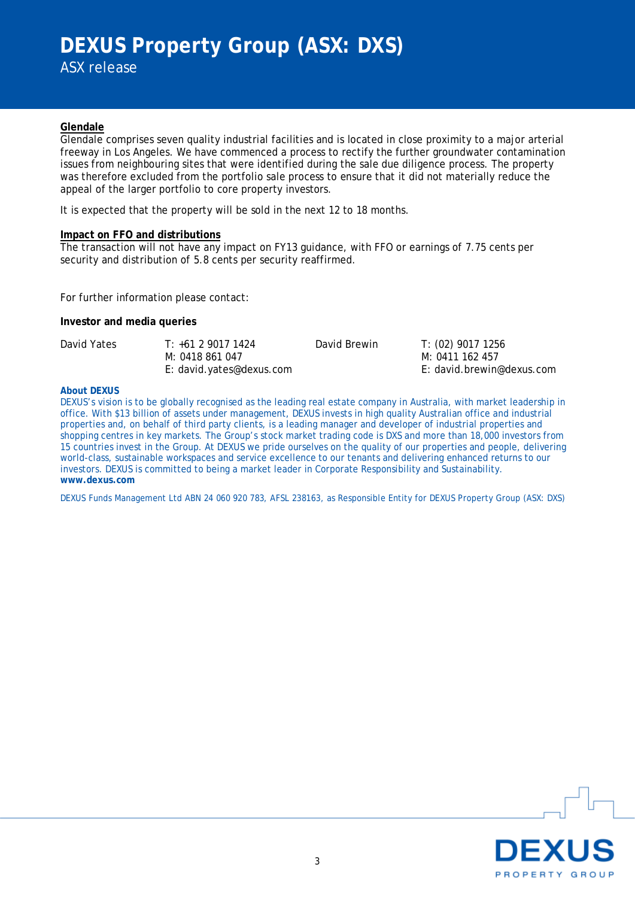**Glendale**

Glendale comprises seven quality industrial facilities and is located in close proximity to a major arterial freeway in Los Angeles. We have commenced a process to rectify the further groundwater contamination issues from neighbouring sites that were identified during the sale due diligence process. The property was therefore excluded from the portfolio sale process to ensure that it did not materially reduce the appeal of the larger portfolio to core property investors.

It is expected that the property will be sold in the next 12 to 18 months.

**Impact on FFO and distributions**

The transaction will not have any impact on FY13 guidance, with FFO or earnings of 7.75 cents per security and distribution of 5.8 cents per security reaffirmed.

For further information please contact:

**Investor and media queries**

| | | | |
|---|---|---|---|
| David Yates | T: +61 2 9017 1424<br>M: 0418 861 047<br>E: david.yates@dexus.com | David Brewin | T: (02) 9017 1256<br>M: 0411 162 457<br>E: david.brewin@dexus.com |

**About DEXUS**

DEXUS's vision is to be globally recognised as the leading real estate company in Australia, with market leadership in office. With $13 billion of assets under management, DEXUS invests in high quality Australian office and industrial properties and, on behalf of third party clients, is a leading manager and developer of industrial properties and shopping centres in key markets. The Group's stock market trading code is DXS and more than 18,000 investors from 15 countries invest in the Group. At DEXUS we pride ourselves on the quality of our properties and people, delivering world-class, sustainable workspaces and service excellence to our tenants and delivering enhanced returns to our investors. DEXUS is committed to being a market leader in Corporate Responsibility and Sustainability.
**www.dexus.com**

DEXUS Funds Management Ltd ABN 24 060 920 783, AFSL 238163, as Responsible Entity for DEXUS Property Group (ASX: DXS)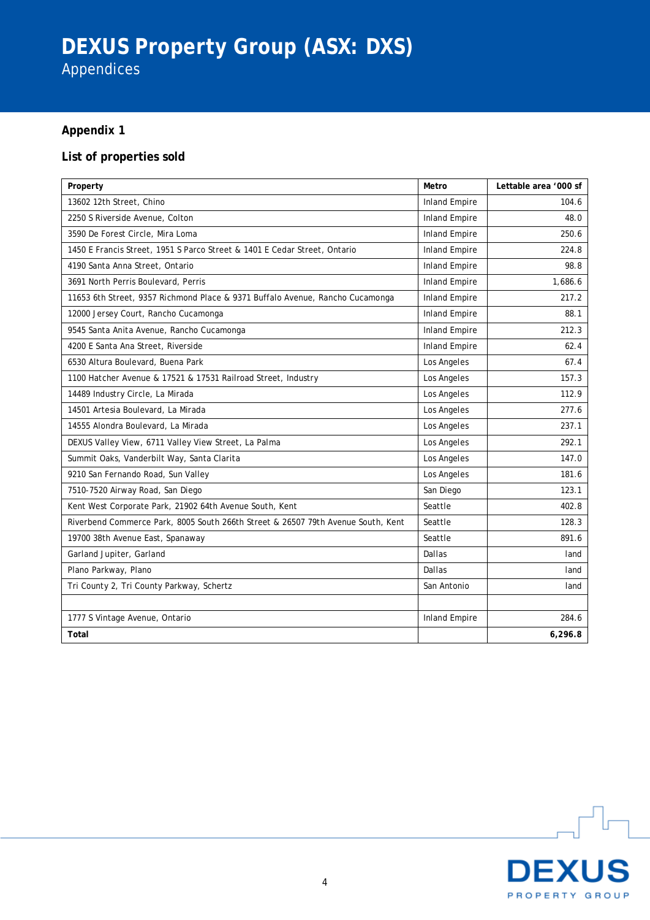# DEXUS Property Group (ASX: DXS)

Appendices

## Appendix 1

### List of properties sold

| Property | Metro | Lettable area '000 sf |
|---|---|---|
| 13602 12th Street, Chino | Inland Empire | 104.6 |
| 2250 S Riverside Avenue, Colton | Inland Empire | 48.0 |
| 3590 De Forest Circle, Mira Loma | Inland Empire | 250.6 |
| 1450 E Francis Street, 1951 S Parco Street & 1401 E Cedar Street, Ontario | Inland Empire | 224.8 |
| 4190 Santa Anna Street, Ontario | Inland Empire | 98.8 |
| 3691 North Perris Boulevard, Perris | Inland Empire | 1,686.6 |
| 11653 6th Street, 9357 Richmond Place & 9371 Buffalo Avenue, Rancho Cucamonga | Inland Empire | 217.2 |
| 12000 Jersey Court, Rancho Cucamonga | Inland Empire | 88.1 |
| 9545 Santa Anita Avenue, Rancho Cucamonga | Inland Empire | 212.3 |
| 4200 E Santa Ana Street, Riverside | Inland Empire | 62.4 |
| 6530 Altura Boulevard, Buena Park | Los Angeles | 67.4 |
| 1100 Hatcher Avenue & 17521 & 17531 Railroad Street, Industry | Los Angeles | 157.3 |
| 14489 Industry Circle, La Mirada | Los Angeles | 112.9 |
| 14501 Artesia Boulevard, La Mirada | Los Angeles | 277.6 |
| 14555 Alondra Boulevard, La Mirada | Los Angeles | 237.1 |
| DEXUS Valley View, 6711 Valley View Street, La Palma | Los Angeles | 292.1 |
| Summit Oaks, Vanderbilt Way, Santa Clarita | Los Angeles | 147.0 |
| 9210 San Fernando Road, Sun Valley | Los Angeles | 181.6 |
| 7510-7520 Airway Road, San Diego | San Diego | 123.1 |
| Kent West Corporate Park, 21902 64th Avenue South, Kent | Seattle | 402.8 |
| Riverbend Commerce Park, 8005 South 266th Street & 26507 79th Avenue South, Kent | Seattle | 128.3 |
| 19700 38th Avenue East, Spanaway | Seattle | 891.6 |
| Garland Jupiter, Garland | Dallas | land |
| Plano Parkway, Plano | Dallas | land |
| Tri County 2, Tri County Parkway, Schertz | San Antonio | land |
| | | |
| 1777 S Vintage Avenue, Ontario | Inland Empire | 284.6 |
| **Total** | | **6,296.8** |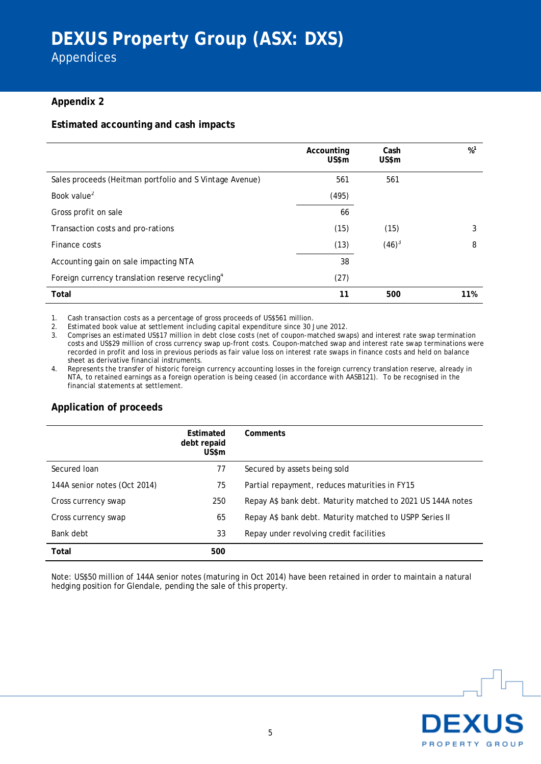# DEXUS Property Group (ASX: DXS)

## Appendices

### Appendix 2

#### Estimated accounting and cash impacts

| | Accounting US$m | Cash US$m | %[1] |
|---|---|---|---|
| Sales proceeds (Heitman portfolio and S Vintage Avenue) | 561 | 561 | |
| Book value[2] | (495) | | |
| Gross profit on sale | 66 | | |
| Transaction costs and pro-rations | (15) | (15) | 3 |
| Finance costs | (13) | (46)[3] | 8 |
| Accounting gain on sale impacting NTA | 38 | | |
| Foreign currency translation reserve recycling[4] | (27) | | |
| **Total** | **11** | **500** | **11%** |

1. Cash transaction costs as a percentage of gross proceeds of US$561 million.
2. Estimated book value at settlement including capital expenditure since 30 June 2012.
3. Comprises an estimated US$17 million in debt close costs (net of coupon-matched swaps) and interest rate swap termination costs and US$29 million of cross currency swap up-front costs. Coupon-matched swap and interest rate swap terminations were recorded in profit and loss in previous periods as fair value loss on interest rate swaps in finance costs and held on balance sheet as derivative financial instruments.
4. Represents the transfer of historic foreign currency accounting losses in the foreign currency translation reserve, already in NTA, to retained earnings as a foreign operation is being ceased (in accordance with AASB121). To be recognised in the financial statements at settlement.

#### Application of proceeds

| | Estimated debt repaid US$m | Comments |
|---|---|---|
| Secured loan | 77 | Secured by assets being sold |
| 144A senior notes (Oct 2014) | 75 | Partial repayment, reduces maturities in FY15 |
| Cross currency swap | 250 | Repay A$ bank debt. Maturity matched to 2021 US 144A notes |
| Cross currency swap | 65 | Repay A$ bank debt. Maturity matched to USPP Series II |
| Bank debt | 33 | Repay under revolving credit facilities |
| **Total** | **500** | |

Note: US$50 million of 144A senior notes (maturing in Oct 2014) have been retained in order to maintain a natural hedging position for Glendale, pending the sale of this property.